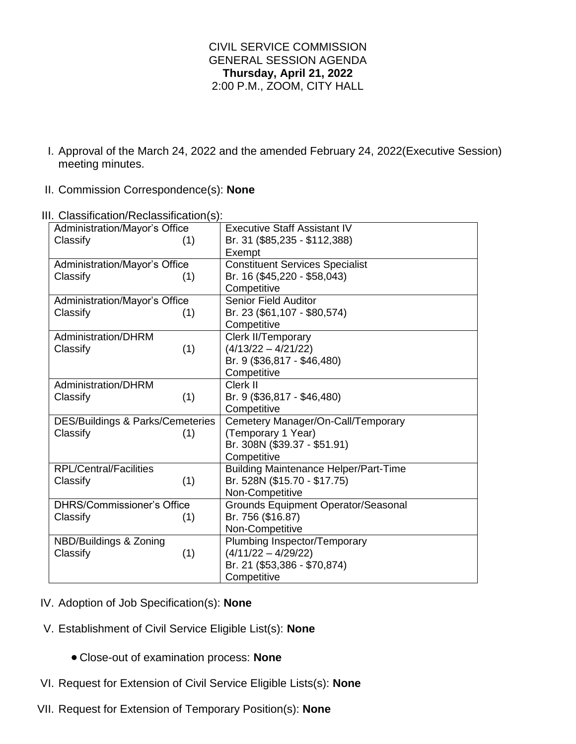CIVIL SERVICE COMMISSION
GENERAL SESSION AGENDA
**Thursday, April 21, 2022**
2:00 P.M., ZOOM, CITY HALL

I. Approval of the March 24, 2022 and the amended February 24, 2022(Executive Session) meeting minutes.

II. Commission Correspondence(s): **None**

III. Classification/Reclassification(s):

| | |
|---|---|
| Administration/Mayor's Office<br>Classify (1) | Executive Staff Assistant IV<br>Br. 31 ($85,235 - $112,388)<br>Exempt |
| Administration/Mayor's Office<br>Classify (1) | Constituent Services Specialist<br>Br. 16 ($45,220 - $58,043)<br>Competitive |
| Administration/Mayor's Office<br>Classify (1) | Senior Field Auditor<br>Br. 23 ($61,107 - $80,574)<br>Competitive |
| Administration/DHRM<br>Classify (1) | Clerk II/Temporary<br>(4/13/22 – 4/21/22)<br>Br. 9 ($36,817 - $46,480)<br>Competitive |
| Administration/DHRM<br>Classify (1) | Clerk II<br>Br. 9 ($36,817 - $46,480)<br>Competitive |
| DES/Buildings & Parks/Cemeteries<br>Classify (1) | Cemetery Manager/On-Call/Temporary<br>(Temporary 1 Year)<br>Br. 308N ($39.37 - $51.91)<br>Competitive |
| RPL/Central/Facilities<br>Classify (1) | Building Maintenance Helper/Part-Time<br>Br. 528N ($15.70 - $17.75)<br>Non-Competitive |
| DHRS/Commissioner's Office<br>Classify (1) | Grounds Equipment Operator/Seasonal<br>Br. 756 ($16.87)<br>Non-Competitive |
| NBD/Buildings & Zoning<br>Classify (1) | Plumbing Inspector/Temporary<br>(4/11/22 – 4/29/22)<br>Br. 21 ($53,386 - $70,874)<br>Competitive |

IV. Adoption of Job Specification(s): **None**

V. Establishment of Civil Service Eligible List(s): **None**

- Close-out of examination process: **None**

VI. Request for Extension of Civil Service Eligible Lists(s): **None**

VII. Request for Extension of Temporary Position(s): **None**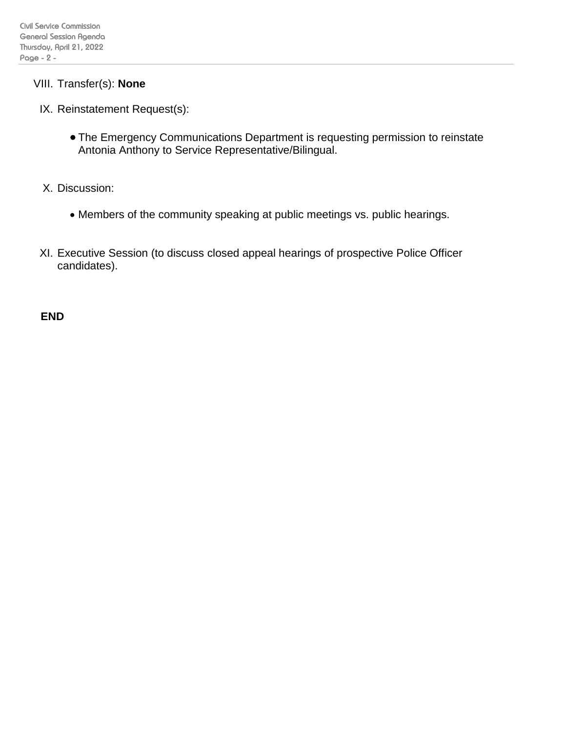VIII. Transfer(s): **None**

IX. Reinstatement Request(s):

- The Emergency Communications Department is requesting permission to reinstate Antonia Anthony to Service Representative/Bilingual.

X. Discussion:

- Members of the community speaking at public meetings vs. public hearings.

XI. Executive Session (to discuss closed appeal hearings of prospective Police Officer candidates).

**END**